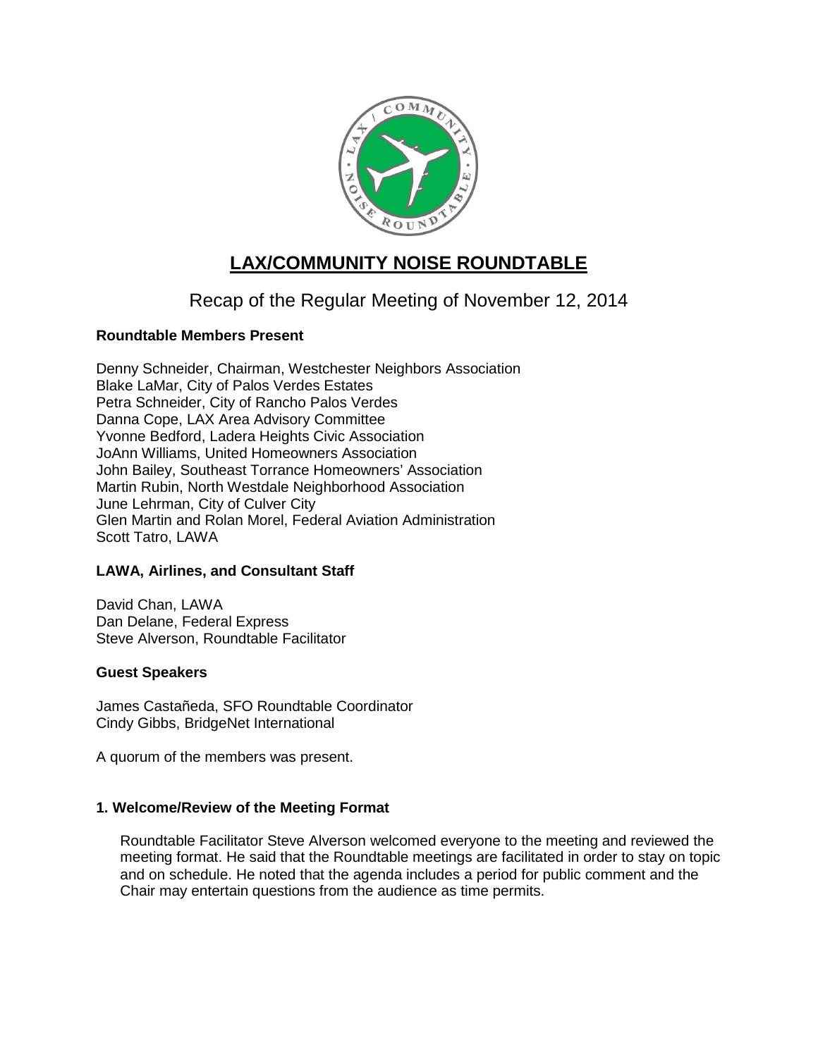# LAX/COMMUNITY NOISE ROUNDTABLE

## Recap of the Regular Meeting of November 12, 2014

**Roundtable Members Present**

Denny Schneider, Chairman, Westchester Neighbors Association
Blake LaMar, City of Palos Verdes Estates
Petra Schneider, City of Rancho Palos Verdes
Danna Cope, LAX Area Advisory Committee
Yvonne Bedford, Ladera Heights Civic Association
JoAnn Williams, United Homeowners Association
John Bailey, Southeast Torrance Homeowners' Association
Martin Rubin, North Westdale Neighborhood Association
June Lehrman, City of Culver City
Glen Martin and Rolan Morel, Federal Aviation Administration
Scott Tatro, LAWA

**LAWA, Airlines, and Consultant Staff**

David Chan, LAWA
Dan Delane, Federal Express
Steve Alverson, Roundtable Facilitator

**Guest Speakers**

James Castañeda, SFO Roundtable Coordinator
Cindy Gibbs, BridgeNet International

A quorum of the members was present.

### 1. Welcome/Review of the Meeting Format

Roundtable Facilitator Steve Alverson welcomed everyone to the meeting and reviewed the meeting format. He said that the Roundtable meetings are facilitated in order to stay on topic and on schedule. He noted that the agenda includes a period for public comment and the Chair may entertain questions from the audience as time permits.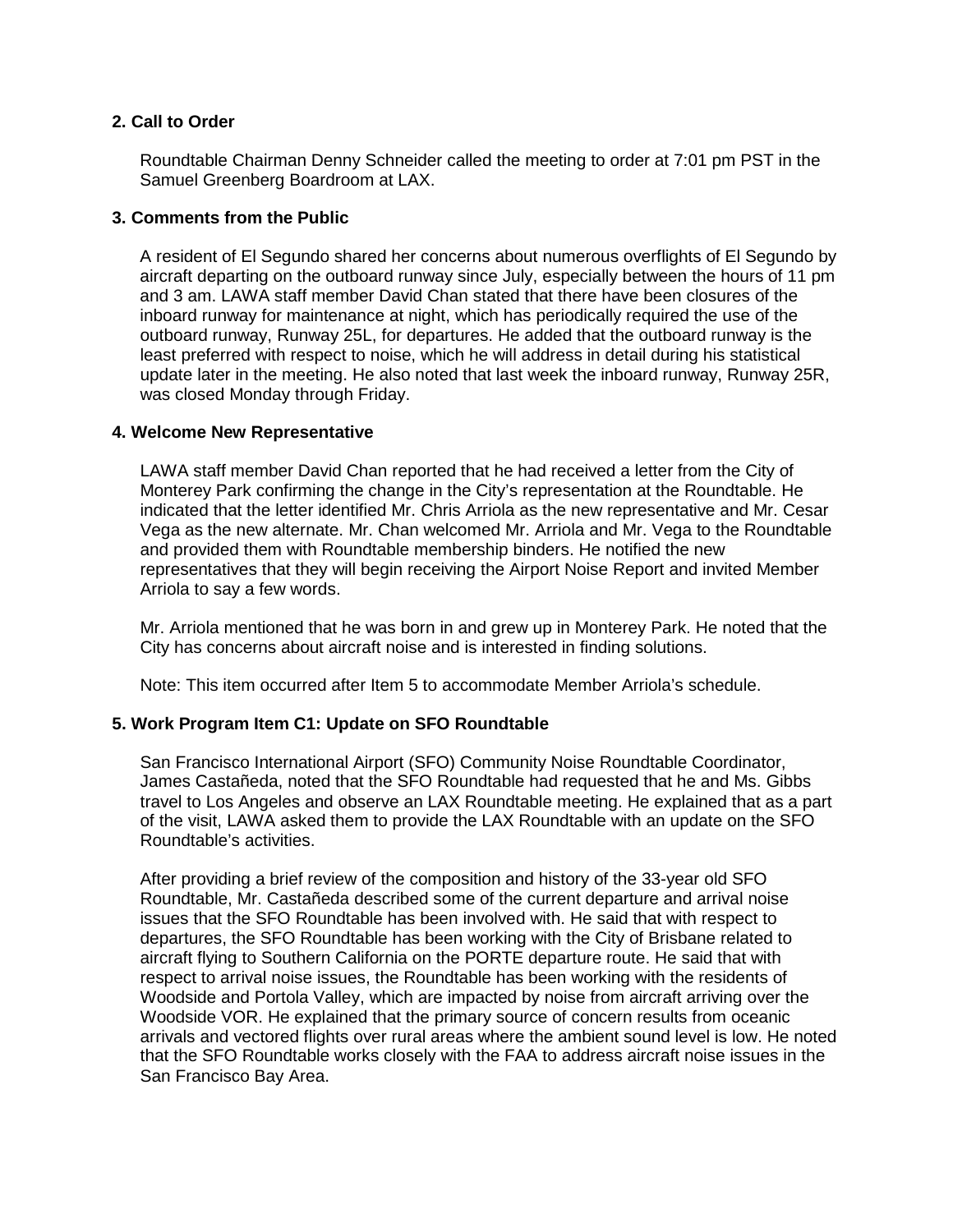### 2. Call to Order

Roundtable Chairman Denny Schneider called the meeting to order at 7:01 pm PST in the Samuel Greenberg Boardroom at LAX.

### 3. Comments from the Public

A resident of El Segundo shared her concerns about numerous overflights of El Segundo by aircraft departing on the outboard runway since July, especially between the hours of 11 pm and 3 am. LAWA staff member David Chan stated that there have been closures of the inboard runway for maintenance at night, which has periodically required the use of the outboard runway, Runway 25L, for departures. He added that the outboard runway is the least preferred with respect to noise, which he will address in detail during his statistical update later in the meeting. He also noted that last week the inboard runway, Runway 25R, was closed Monday through Friday.

### 4. Welcome New Representative

LAWA staff member David Chan reported that he had received a letter from the City of Monterey Park confirming the change in the City's representation at the Roundtable. He indicated that the letter identified Mr. Chris Arriola as the new representative and Mr. Cesar Vega as the new alternate. Mr. Chan welcomed Mr. Arriola and Mr. Vega to the Roundtable and provided them with Roundtable membership binders. He notified the new representatives that they will begin receiving the Airport Noise Report and invited Member Arriola to say a few words.

Mr. Arriola mentioned that he was born in and grew up in Monterey Park. He noted that the City has concerns about aircraft noise and is interested in finding solutions.

Note: This item occurred after Item 5 to accommodate Member Arriola's schedule.

### 5. Work Program Item C1: Update on SFO Roundtable

San Francisco International Airport (SFO) Community Noise Roundtable Coordinator, James Castañeda, noted that the SFO Roundtable had requested that he and Ms. Gibbs travel to Los Angeles and observe an LAX Roundtable meeting. He explained that as a part of the visit, LAWA asked them to provide the LAX Roundtable with an update on the SFO Roundtable's activities.

After providing a brief review of the composition and history of the 33-year old SFO Roundtable, Mr. Castañeda described some of the current departure and arrival noise issues that the SFO Roundtable has been involved with. He said that with respect to departures, the SFO Roundtable has been working with the City of Brisbane related to aircraft flying to Southern California on the PORTE departure route. He said that with respect to arrival noise issues, the Roundtable has been working with the residents of Woodside and Portola Valley, which are impacted by noise from aircraft arriving over the Woodside VOR. He explained that the primary source of concern results from oceanic arrivals and vectored flights over rural areas where the ambient sound level is low. He noted that the SFO Roundtable works closely with the FAA to address aircraft noise issues in the San Francisco Bay Area.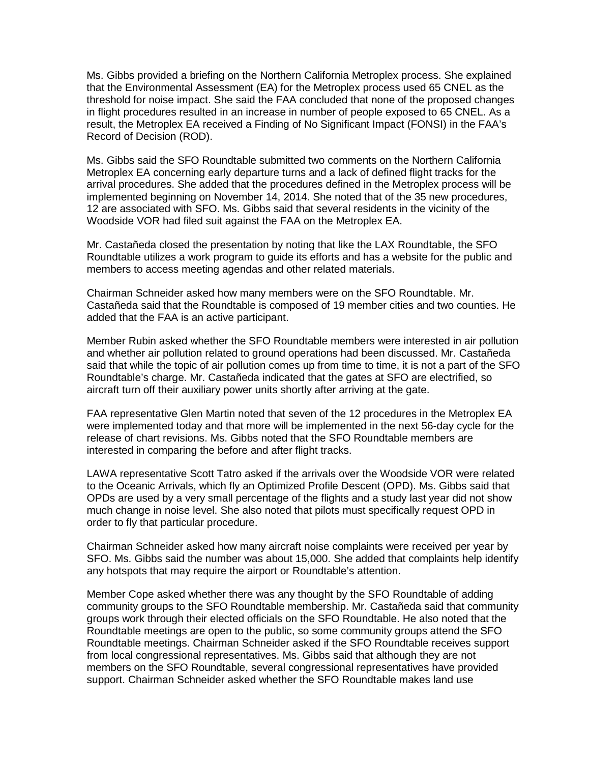Ms. Gibbs provided a briefing on the Northern California Metroplex process. She explained that the Environmental Assessment (EA) for the Metroplex process used 65 CNEL as the threshold for noise impact. She said the FAA concluded that none of the proposed changes in flight procedures resulted in an increase in number of people exposed to 65 CNEL. As a result, the Metroplex EA received a Finding of No Significant Impact (FONSI) in the FAA's Record of Decision (ROD).

Ms. Gibbs said the SFO Roundtable submitted two comments on the Northern California Metroplex EA concerning early departure turns and a lack of defined flight tracks for the arrival procedures. She added that the procedures defined in the Metroplex process will be implemented beginning on November 14, 2014. She noted that of the 35 new procedures, 12 are associated with SFO. Ms. Gibbs said that several residents in the vicinity of the Woodside VOR had filed suit against the FAA on the Metroplex EA.

Mr. Castañeda closed the presentation by noting that like the LAX Roundtable, the SFO Roundtable utilizes a work program to guide its efforts and has a website for the public and members to access meeting agendas and other related materials.

Chairman Schneider asked how many members were on the SFO Roundtable. Mr. Castañeda said that the Roundtable is composed of 19 member cities and two counties. He added that the FAA is an active participant.

Member Rubin asked whether the SFO Roundtable members were interested in air pollution and whether air pollution related to ground operations had been discussed. Mr. Castañeda said that while the topic of air pollution comes up from time to time, it is not a part of the SFO Roundtable's charge. Mr. Castañeda indicated that the gates at SFO are electrified, so aircraft turn off their auxiliary power units shortly after arriving at the gate.

FAA representative Glen Martin noted that seven of the 12 procedures in the Metroplex EA were implemented today and that more will be implemented in the next 56-day cycle for the release of chart revisions. Ms. Gibbs noted that the SFO Roundtable members are interested in comparing the before and after flight tracks.

LAWA representative Scott Tatro asked if the arrivals over the Woodside VOR were related to the Oceanic Arrivals, which fly an Optimized Profile Descent (OPD). Ms. Gibbs said that OPDs are used by a very small percentage of the flights and a study last year did not show much change in noise level. She also noted that pilots must specifically request OPD in order to fly that particular procedure.

Chairman Schneider asked how many aircraft noise complaints were received per year by SFO. Ms. Gibbs said the number was about 15,000. She added that complaints help identify any hotspots that may require the airport or Roundtable's attention.

Member Cope asked whether there was any thought by the SFO Roundtable of adding community groups to the SFO Roundtable membership. Mr. Castañeda said that community groups work through their elected officials on the SFO Roundtable. He also noted that the Roundtable meetings are open to the public, so some community groups attend the SFO Roundtable meetings. Chairman Schneider asked if the SFO Roundtable receives support from local congressional representatives. Ms. Gibbs said that although they are not members on the SFO Roundtable, several congressional representatives have provided support. Chairman Schneider asked whether the SFO Roundtable makes land use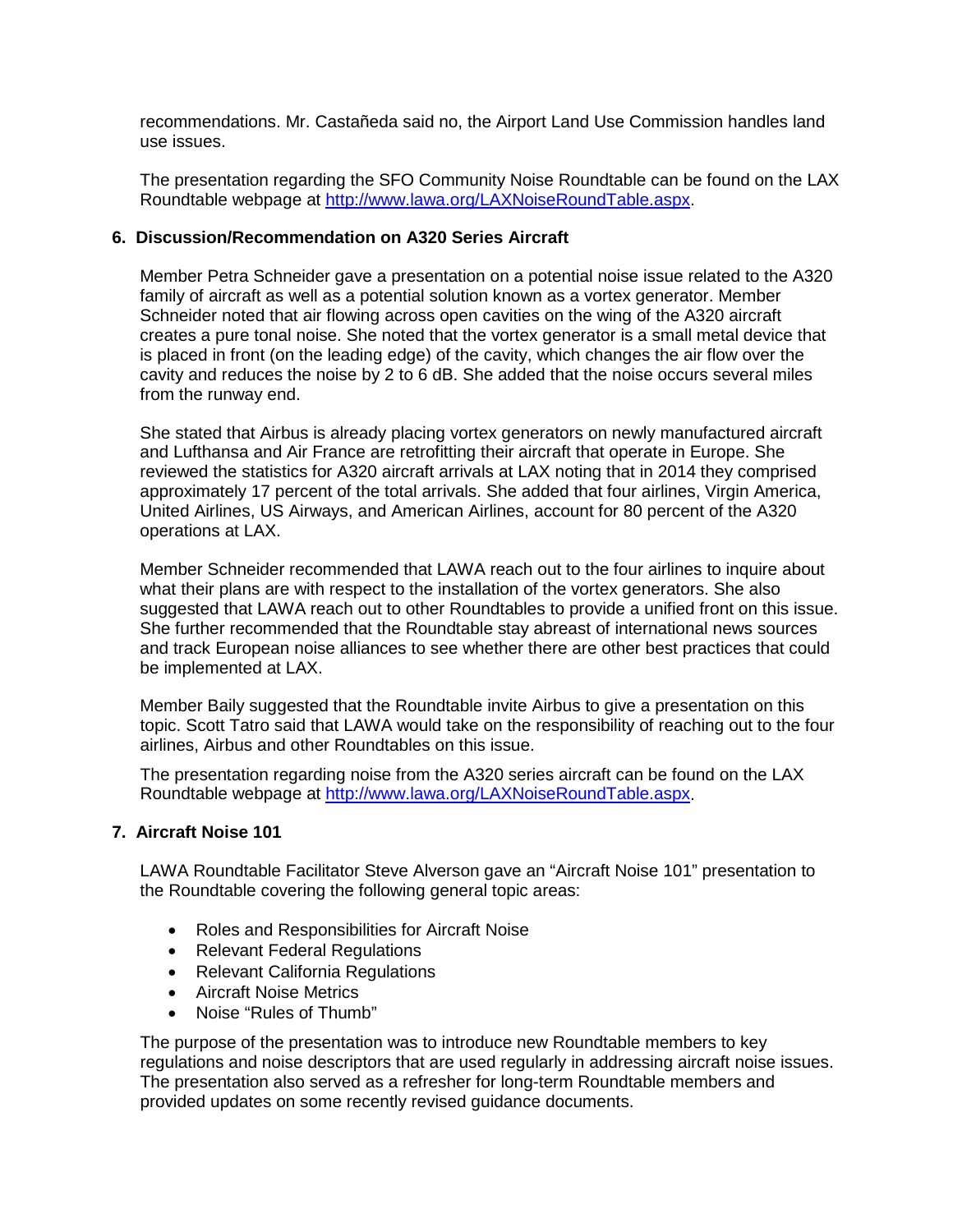recommendations. Mr. Castañeda said no, the Airport Land Use Commission handles land use issues.

The presentation regarding the SFO Community Noise Roundtable can be found on the LAX Roundtable webpage at http://www.lawa.org/LAXNoiseRoundTable.aspx.

## 6. Discussion/Recommendation on A320 Series Aircraft

Member Petra Schneider gave a presentation on a potential noise issue related to the A320 family of aircraft as well as a potential solution known as a vortex generator. Member Schneider noted that air flowing across open cavities on the wing of the A320 aircraft creates a pure tonal noise. She noted that the vortex generator is a small metal device that is placed in front (on the leading edge) of the cavity, which changes the air flow over the cavity and reduces the noise by 2 to 6 dB. She added that the noise occurs several miles from the runway end.

She stated that Airbus is already placing vortex generators on newly manufactured aircraft and Lufthansa and Air France are retrofitting their aircraft that operate in Europe. She reviewed the statistics for A320 aircraft arrivals at LAX noting that in 2014 they comprised approximately 17 percent of the total arrivals. She added that four airlines, Virgin America, United Airlines, US Airways, and American Airlines, account for 80 percent of the A320 operations at LAX.

Member Schneider recommended that LAWA reach out to the four airlines to inquire about what their plans are with respect to the installation of the vortex generators. She also suggested that LAWA reach out to other Roundtables to provide a unified front on this issue. She further recommended that the Roundtable stay abreast of international news sources and track European noise alliances to see whether there are other best practices that could be implemented at LAX.

Member Baily suggested that the Roundtable invite Airbus to give a presentation on this topic. Scott Tatro said that LAWA would take on the responsibility of reaching out to the four airlines, Airbus and other Roundtables on this issue.

The presentation regarding noise from the A320 series aircraft can be found on the LAX Roundtable webpage at http://www.lawa.org/LAXNoiseRoundTable.aspx.

## 7. Aircraft Noise 101

LAWA Roundtable Facilitator Steve Alverson gave an "Aircraft Noise 101" presentation to the Roundtable covering the following general topic areas:

- Roles and Responsibilities for Aircraft Noise
- Relevant Federal Regulations
- Relevant California Regulations
- Aircraft Noise Metrics
- Noise "Rules of Thumb"

The purpose of the presentation was to introduce new Roundtable members to key regulations and noise descriptors that are used regularly in addressing aircraft noise issues. The presentation also served as a refresher for long-term Roundtable members and provided updates on some recently revised guidance documents.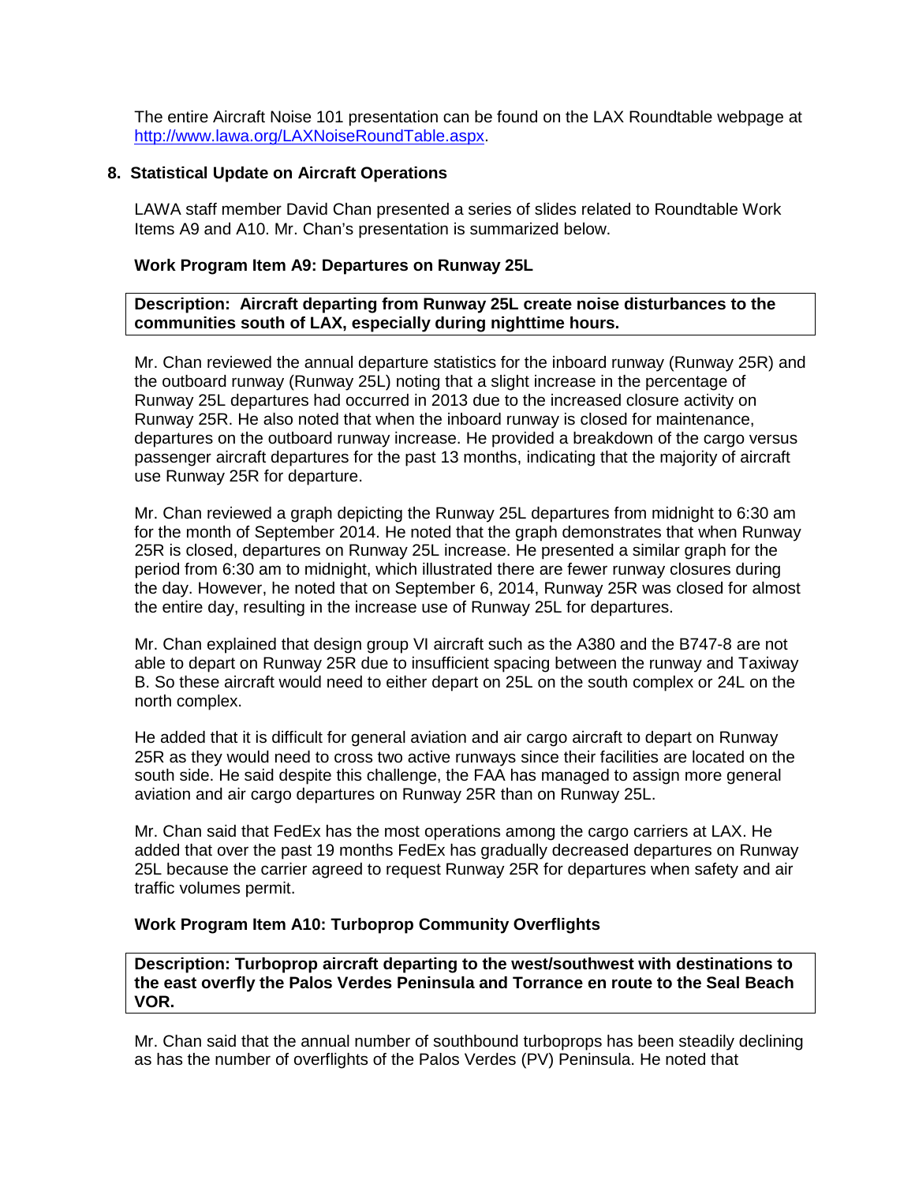The entire Aircraft Noise 101 presentation can be found on the LAX Roundtable webpage at [http://www.lawa.org/LAXNoiseRoundTable.aspx](http://www.lawa.org/LAXNoiseRoundTable.aspx).

## 8. Statistical Update on Aircraft Operations

LAWA staff member David Chan presented a series of slides related to Roundtable Work Items A9 and A10. Mr. Chan's presentation is summarized below.

### Work Program Item A9: Departures on Runway 25L

**Description: Aircraft departing from Runway 25L create noise disturbances to the communities south of LAX, especially during nighttime hours.**

Mr. Chan reviewed the annual departure statistics for the inboard runway (Runway 25R) and the outboard runway (Runway 25L) noting that a slight increase in the percentage of Runway 25L departures had occurred in 2013 due to the increased closure activity on Runway 25R. He also noted that when the inboard runway is closed for maintenance, departures on the outboard runway increase. He provided a breakdown of the cargo versus passenger aircraft departures for the past 13 months, indicating that the majority of aircraft use Runway 25R for departure.

Mr. Chan reviewed a graph depicting the Runway 25L departures from midnight to 6:30 am for the month of September 2014. He noted that the graph demonstrates that when Runway 25R is closed, departures on Runway 25L increase. He presented a similar graph for the period from 6:30 am to midnight, which illustrated there are fewer runway closures during the day. However, he noted that on September 6, 2014, Runway 25R was closed for almost the entire day, resulting in the increase use of Runway 25L for departures.

Mr. Chan explained that design group VI aircraft such as the A380 and the B747-8 are not able to depart on Runway 25R due to insufficient spacing between the runway and Taxiway B. So these aircraft would need to either depart on 25L on the south complex or 24L on the north complex.

He added that it is difficult for general aviation and air cargo aircraft to depart on Runway 25R as they would need to cross two active runways since their facilities are located on the south side. He said despite this challenge, the FAA has managed to assign more general aviation and air cargo departures on Runway 25R than on Runway 25L.

Mr. Chan said that FedEx has the most operations among the cargo carriers at LAX. He added that over the past 19 months FedEx has gradually decreased departures on Runway 25L because the carrier agreed to request Runway 25R for departures when safety and air traffic volumes permit.

### Work Program Item A10: Turboprop Community Overflights

**Description: Turboprop aircraft departing to the west/southwest with destinations to the east overfly the Palos Verdes Peninsula and Torrance en route to the Seal Beach VOR.**

Mr. Chan said that the annual number of southbound turboprops has been steadily declining as has the number of overflights of the Palos Verdes (PV) Peninsula. He noted that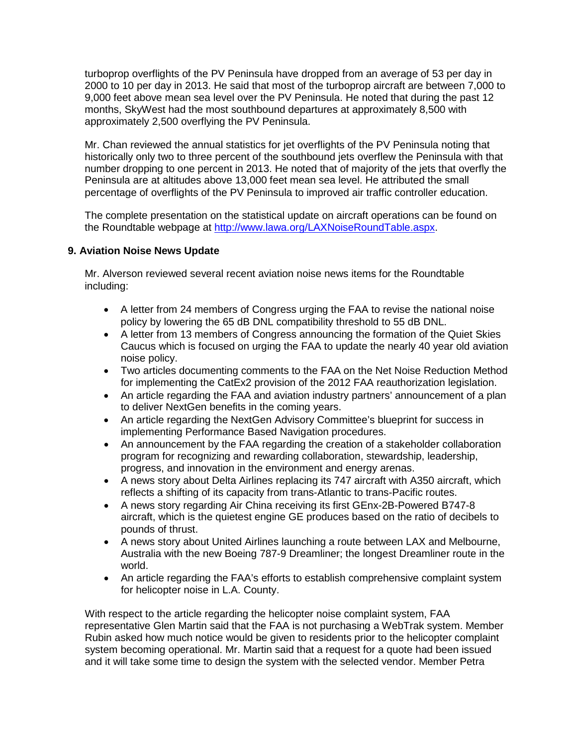turboprop overflights of the PV Peninsula have dropped from an average of 53 per day in 2000 to 10 per day in 2013. He said that most of the turboprop aircraft are between 7,000 to 9,000 feet above mean sea level over the PV Peninsula. He noted that during the past 12 months, SkyWest had the most southbound departures at approximately 8,500 with approximately 2,500 overflying the PV Peninsula.

Mr. Chan reviewed the annual statistics for jet overflights of the PV Peninsula noting that historically only two to three percent of the southbound jets overflew the Peninsula with that number dropping to one percent in 2013. He noted that of majority of the jets that overfly the Peninsula are at altitudes above 13,000 feet mean sea level. He attributed the small percentage of overflights of the PV Peninsula to improved air traffic controller education.

The complete presentation on the statistical update on aircraft operations can be found on the Roundtable webpage at http://www.lawa.org/LAXNoiseRoundTable.aspx.

**9. Aviation Noise News Update**

Mr. Alverson reviewed several recent aviation noise news items for the Roundtable including:

- A letter from 24 members of Congress urging the FAA to revise the national noise policy by lowering the 65 dB DNL compatibility threshold to 55 dB DNL.
- A letter from 13 members of Congress announcing the formation of the Quiet Skies Caucus which is focused on urging the FAA to update the nearly 40 year old aviation noise policy.
- Two articles documenting comments to the FAA on the Net Noise Reduction Method for implementing the CatEx2 provision of the 2012 FAA reauthorization legislation.
- An article regarding the FAA and aviation industry partners' announcement of a plan to deliver NextGen benefits in the coming years.
- An article regarding the NextGen Advisory Committee's blueprint for success in implementing Performance Based Navigation procedures.
- An announcement by the FAA regarding the creation of a stakeholder collaboration program for recognizing and rewarding collaboration, stewardship, leadership, progress, and innovation in the environment and energy arenas.
- A news story about Delta Airlines replacing its 747 aircraft with A350 aircraft, which reflects a shifting of its capacity from trans-Atlantic to trans-Pacific routes.
- A news story regarding Air China receiving its first GEnx-2B-Powered B747-8 aircraft, which is the quietest engine GE produces based on the ratio of decibels to pounds of thrust.
- A news story about United Airlines launching a route between LAX and Melbourne, Australia with the new Boeing 787-9 Dreamliner; the longest Dreamliner route in the world.
- An article regarding the FAA's efforts to establish comprehensive complaint system for helicopter noise in L.A. County.

With respect to the article regarding the helicopter noise complaint system, FAA representative Glen Martin said that the FAA is not purchasing a WebTrak system. Member Rubin asked how much notice would be given to residents prior to the helicopter complaint system becoming operational. Mr. Martin said that a request for a quote had been issued and it will take some time to design the system with the selected vendor. Member Petra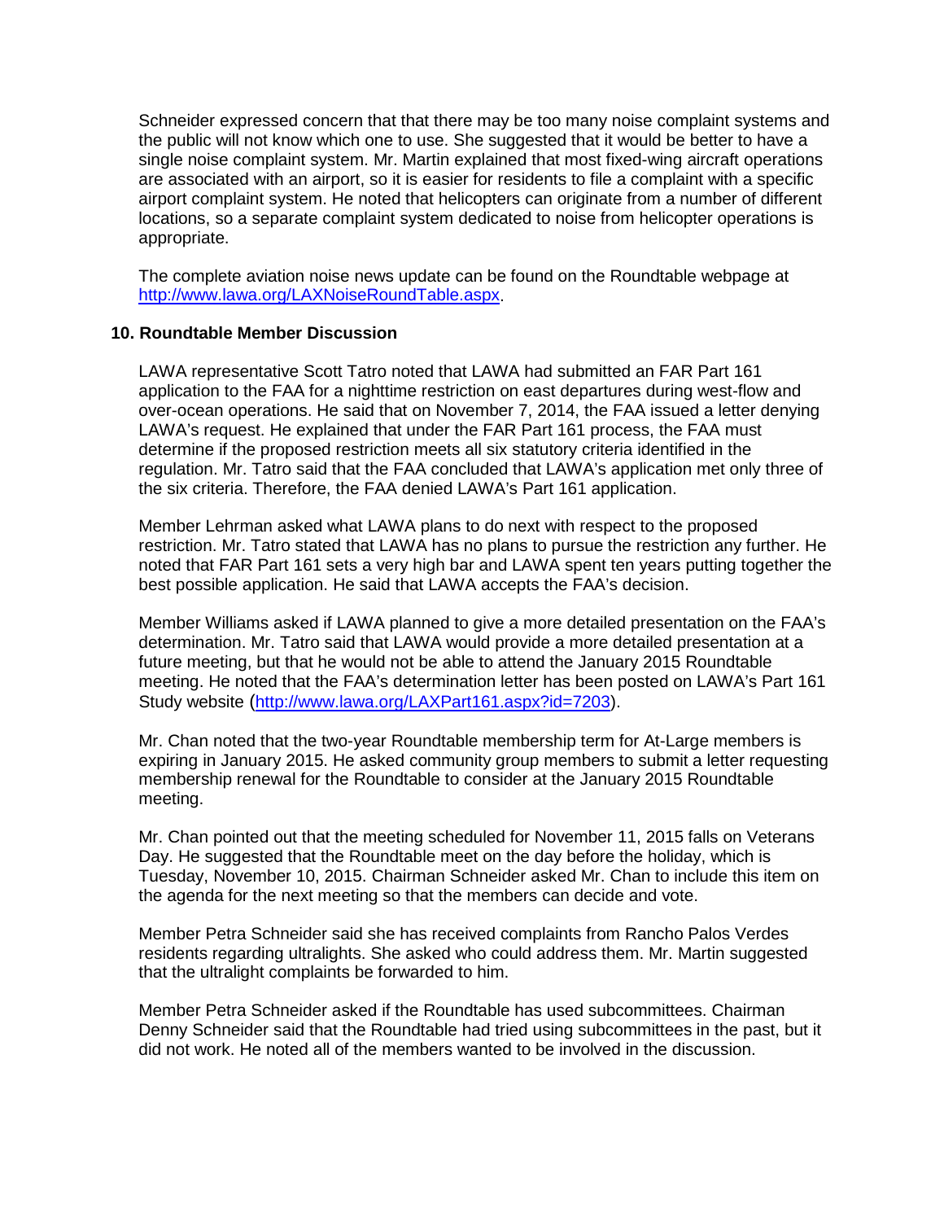Schneider expressed concern that that there may be too many noise complaint systems and the public will not know which one to use. She suggested that it would be better to have a single noise complaint system. Mr. Martin explained that most fixed-wing aircraft operations are associated with an airport, so it is easier for residents to file a complaint with a specific airport complaint system. He noted that helicopters can originate from a number of different locations, so a separate complaint system dedicated to noise from helicopter operations is appropriate.

The complete aviation noise news update can be found on the Roundtable webpage at http://www.lawa.org/LAXNoiseRoundTable.aspx.

**10. Roundtable Member Discussion**

LAWA representative Scott Tatro noted that LAWA had submitted an FAR Part 161 application to the FAA for a nighttime restriction on east departures during west-flow and over-ocean operations. He said that on November 7, 2014, the FAA issued a letter denying LAWA's request. He explained that under the FAR Part 161 process, the FAA must determine if the proposed restriction meets all six statutory criteria identified in the regulation. Mr. Tatro said that the FAA concluded that LAWA's application met only three of the six criteria. Therefore, the FAA denied LAWA's Part 161 application.

Member Lehrman asked what LAWA plans to do next with respect to the proposed restriction. Mr. Tatro stated that LAWA has no plans to pursue the restriction any further. He noted that FAR Part 161 sets a very high bar and LAWA spent ten years putting together the best possible application. He said that LAWA accepts the FAA's decision.

Member Williams asked if LAWA planned to give a more detailed presentation on the FAA's determination. Mr. Tatro said that LAWA would provide a more detailed presentation at a future meeting, but that he would not be able to attend the January 2015 Roundtable meeting. He noted that the FAA's determination letter has been posted on LAWA's Part 161 Study website (http://www.lawa.org/LAXPart161.aspx?id=7203).

Mr. Chan noted that the two-year Roundtable membership term for At-Large members is expiring in January 2015. He asked community group members to submit a letter requesting membership renewal for the Roundtable to consider at the January 2015 Roundtable meeting.

Mr. Chan pointed out that the meeting scheduled for November 11, 2015 falls on Veterans Day. He suggested that the Roundtable meet on the day before the holiday, which is Tuesday, November 10, 2015. Chairman Schneider asked Mr. Chan to include this item on the agenda for the next meeting so that the members can decide and vote.

Member Petra Schneider said she has received complaints from Rancho Palos Verdes residents regarding ultralights. She asked who could address them. Mr. Martin suggested that the ultralight complaints be forwarded to him.

Member Petra Schneider asked if the Roundtable has used subcommittees. Chairman Denny Schneider said that the Roundtable had tried using subcommittees in the past, but it did not work. He noted all of the members wanted to be involved in the discussion.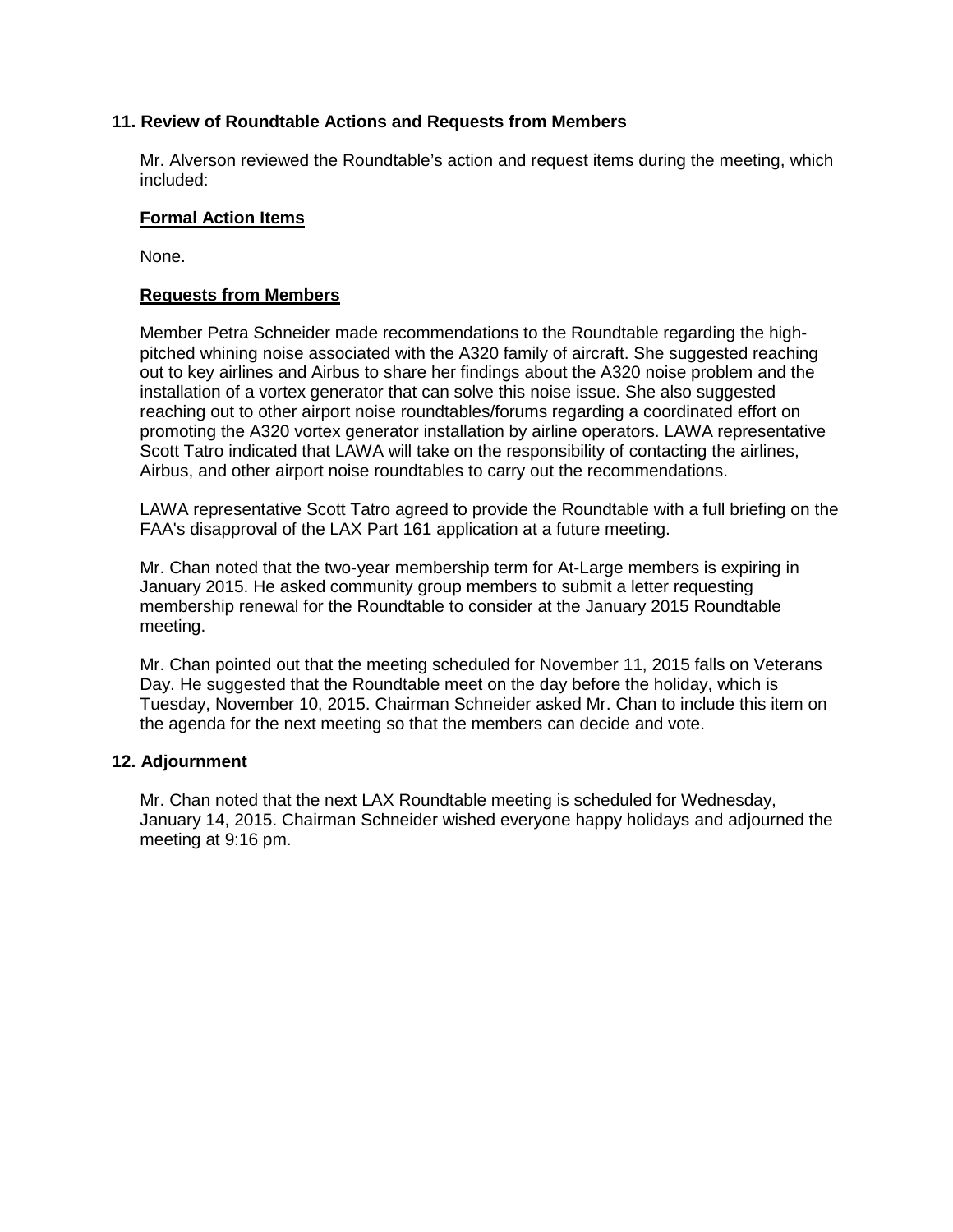## 11. Review of Roundtable Actions and Requests from Members

Mr. Alverson reviewed the Roundtable's action and request items during the meeting, which included:

### **Formal Action Items**

None.

### **Requests from Members**

Member Petra Schneider made recommendations to the Roundtable regarding the high-pitched whining noise associated with the A320 family of aircraft. She suggested reaching out to key airlines and Airbus to share her findings about the A320 noise problem and the installation of a vortex generator that can solve this noise issue. She also suggested reaching out to other airport noise roundtables/forums regarding a coordinated effort on promoting the A320 vortex generator installation by airline operators. LAWA representative Scott Tatro indicated that LAWA will take on the responsibility of contacting the airlines, Airbus, and other airport noise roundtables to carry out the recommendations.

LAWA representative Scott Tatro agreed to provide the Roundtable with a full briefing on the FAA's disapproval of the LAX Part 161 application at a future meeting.

Mr. Chan noted that the two-year membership term for At-Large members is expiring in January 2015. He asked community group members to submit a letter requesting membership renewal for the Roundtable to consider at the January 2015 Roundtable meeting.

Mr. Chan pointed out that the meeting scheduled for November 11, 2015 falls on Veterans Day. He suggested that the Roundtable meet on the day before the holiday, which is Tuesday, November 10, 2015. Chairman Schneider asked Mr. Chan to include this item on the agenda for the next meeting so that the members can decide and vote.

## 12. Adjournment

Mr. Chan noted that the next LAX Roundtable meeting is scheduled for Wednesday, January 14, 2015. Chairman Schneider wished everyone happy holidays and adjourned the meeting at 9:16 pm.